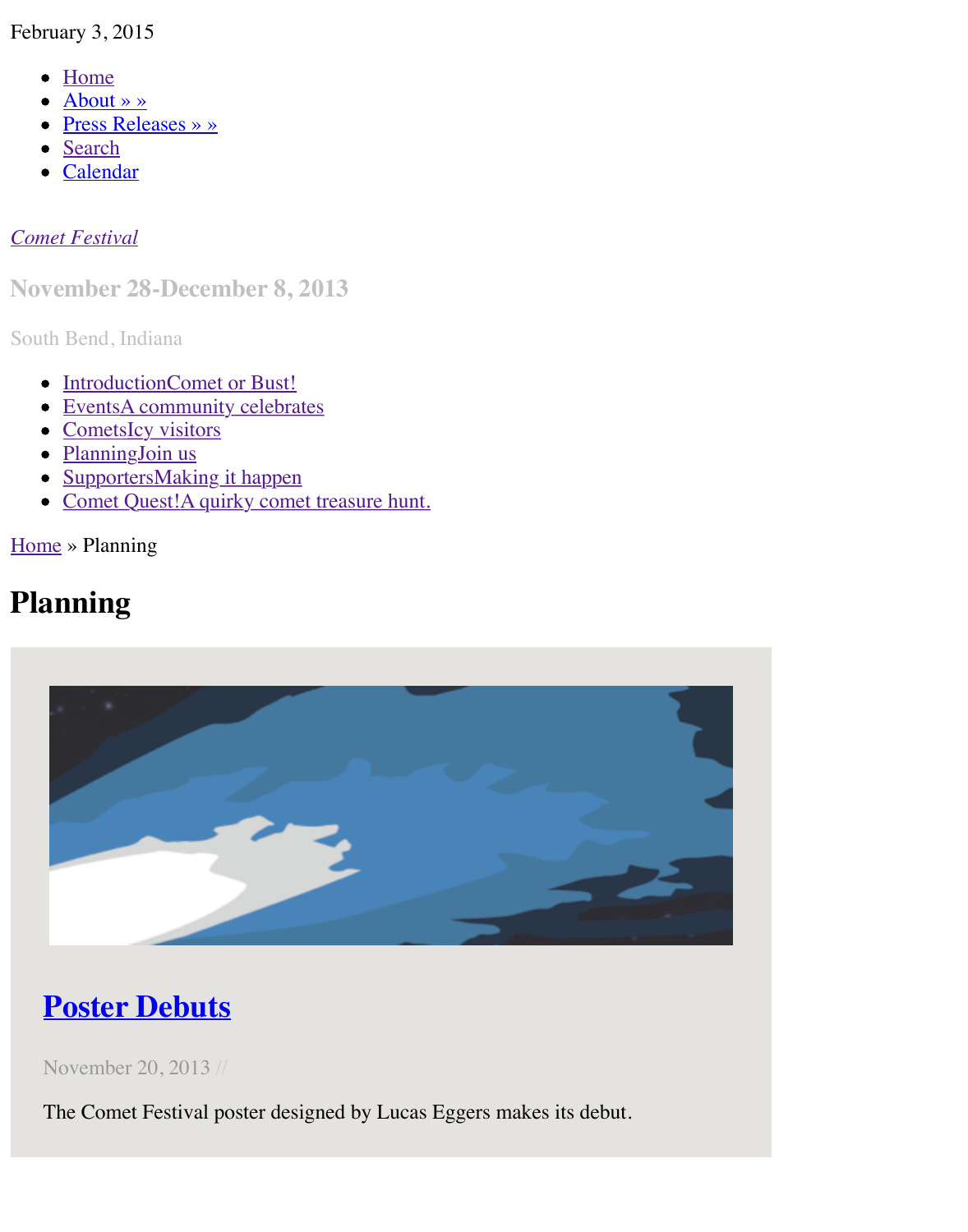February 3, 2015

- Home
- About » »
- Press Releases » »
- Search
- Calendar

*Comet Festival*

## November 28-December 8, 2013

South Bend, Indiana

- IntroductionComet or Bust!
- EventsA community celebrates
- CometsIcy visitors
- PlanningJoin us
- SupportersMaking it happen
- Comet Quest!A quirky comet treasure hunt.

Home » Planning

# Planning

## Poster Debuts

November 20, 2013 //

The Comet Festival poster designed by Lucas Eggers makes its debut.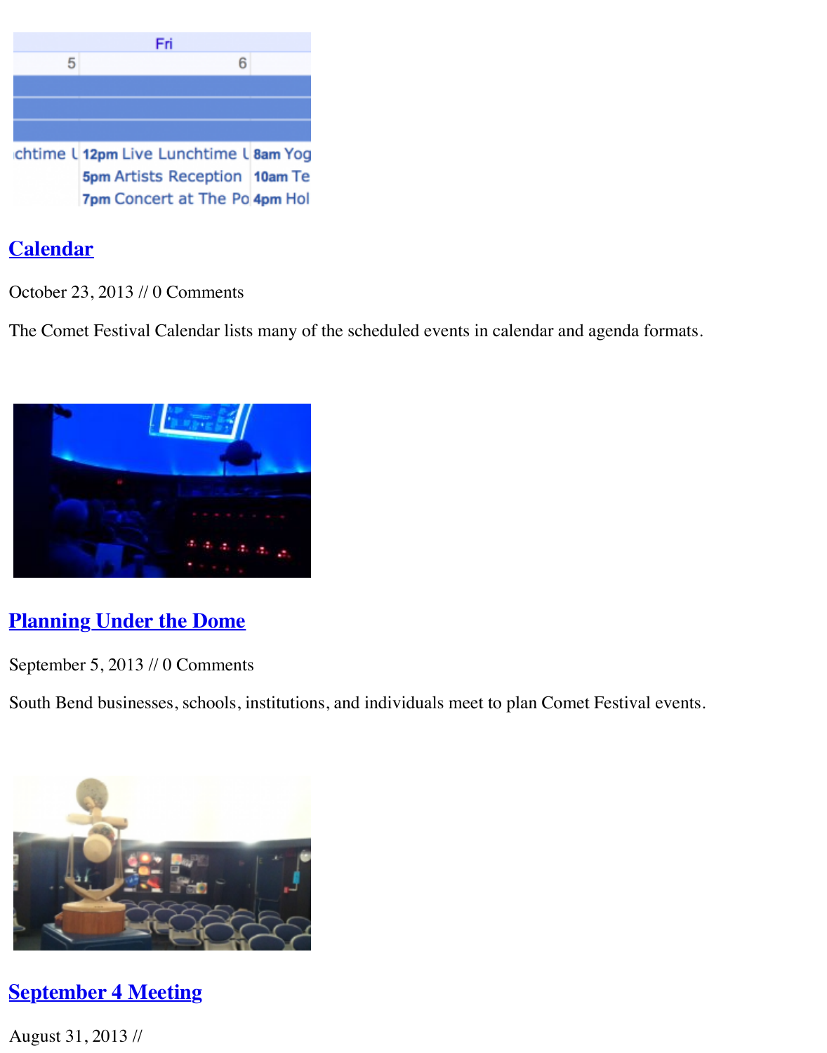## [Calendar]

October 23, 2013 // 0 Comments

The Comet Festival Calendar lists many of the scheduled events in calendar and agenda formats.

## [Planning Under the Dome]

September 5, 2013 // 0 Comments

South Bend businesses, schools, institutions, and individuals meet to plan Comet Festival events.

## [September 4 Meeting]

August 31, 2013 //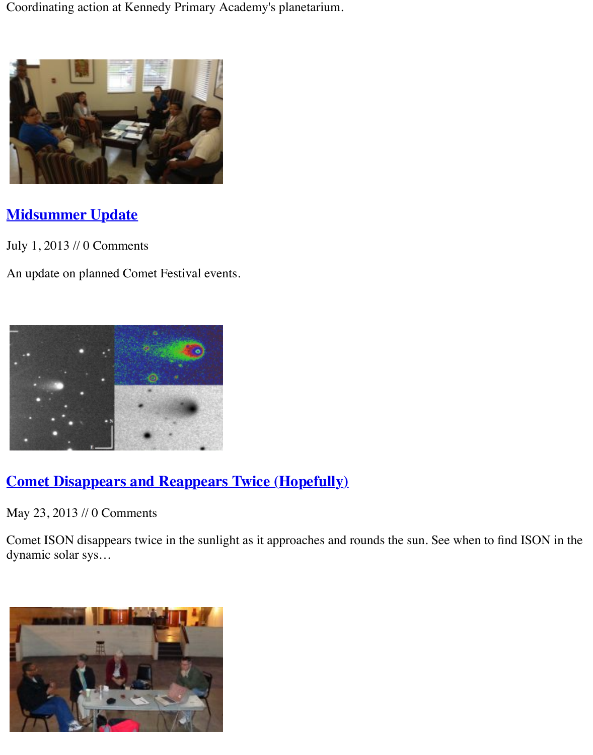Coordinating action at Kennedy Primary Academy's planetarium.

## [Midsummer Update]

July 1, 2013 // 0 Comments

An update on planned Comet Festival events.

## [Comet Disappears and Reappears Twice (Hopefully)]

May 23, 2013 // 0 Comments

Comet ISON disappears twice in the sunlight as it approaches and rounds the sun. See when to find ISON in the dynamic solar sys…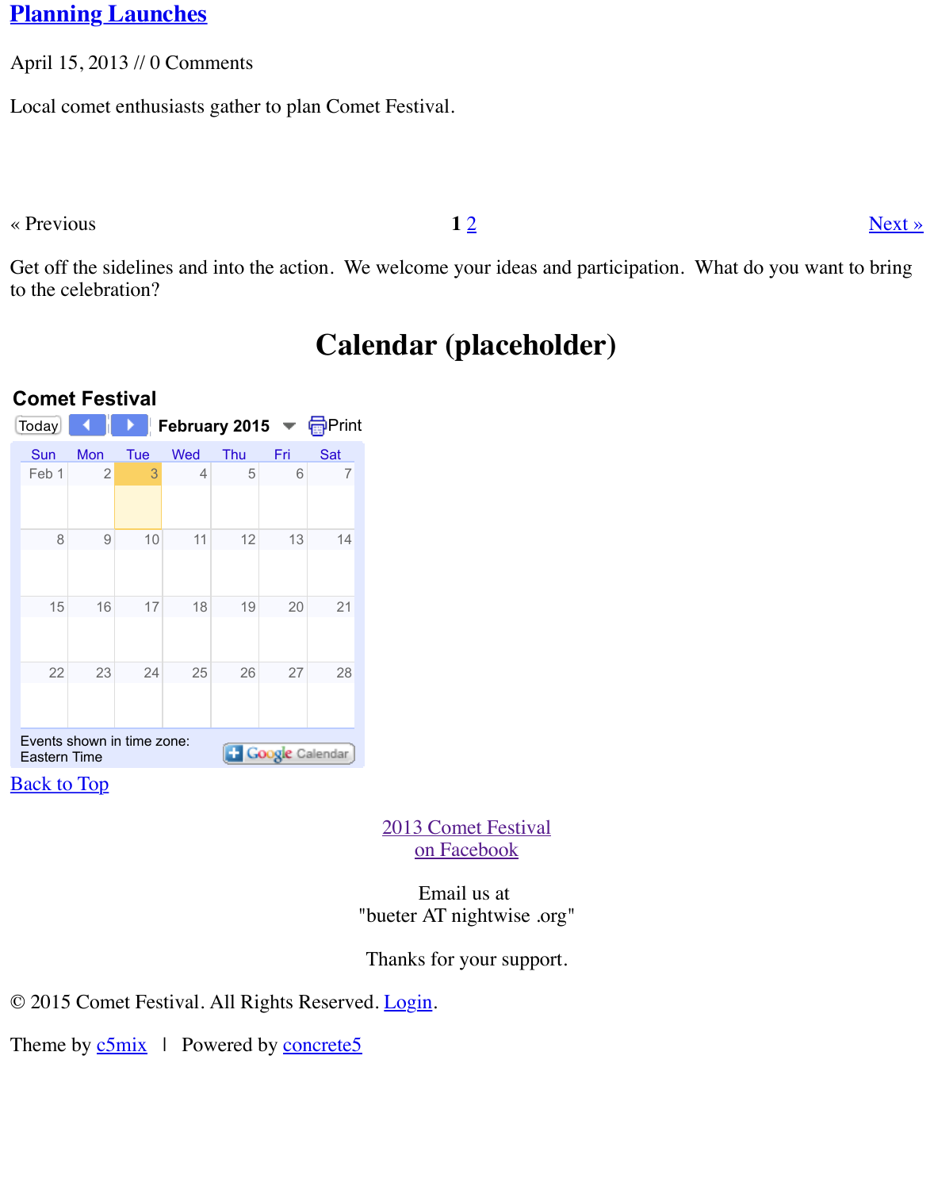## Planning Launches

April 15, 2013 // 0 Comments

Local comet enthusiasts gather to plan Comet Festival.

« Previous 1 2 Next »

Get off the sidelines and into the action. We welcome your ideas and participation. What do you want to bring to the celebration?

# Calendar (placeholder)

**Comet Festival**

Today ◀ ▶ **February 2015** ▼ Print

| Sun | Mon | Tue | Wed | Thu | Fri | Sat |
|---|---|---|---|---|---|---|
| Feb 1 | 2 | 3 | 4 | 5 | 6 | 7 |
| 8 | 9 | 10 | 11 | 12 | 13 | 14 |
| 15 | 16 | 17 | 18 | 19 | 20 | 21 |
| 22 | 23 | 24 | 25 | 26 | 27 | 28 |

Events shown in time zone: Eastern Time

Google Calendar

Back to Top

2013 Comet Festival
on Facebook

Email us at
"bueter AT nightwise .org"

Thanks for your support.

© 2015 Comet Festival. All Rights Reserved. Login.

Theme by c5mix | Powered by concrete5